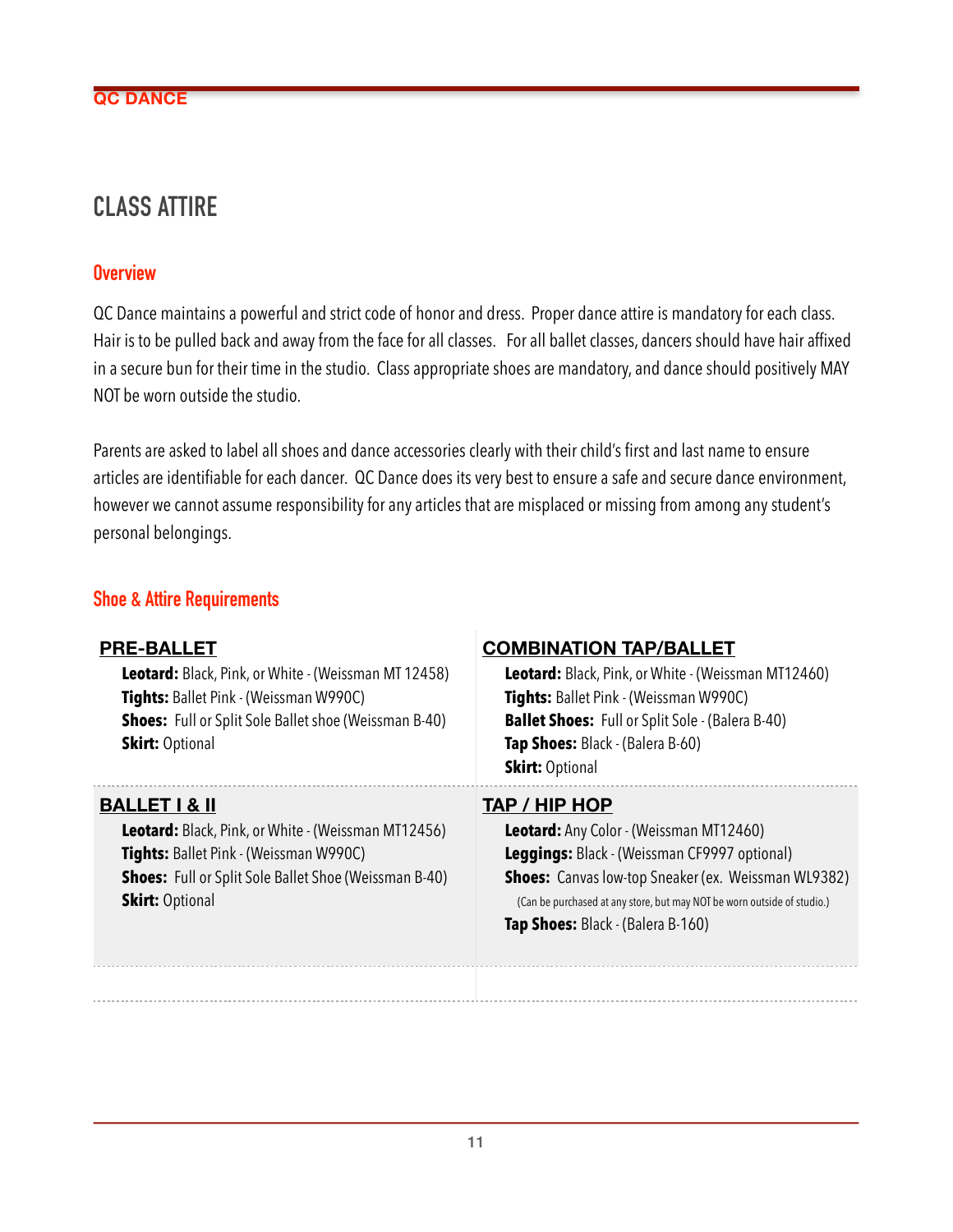# CLASS ATTIRE

## Overview

QC Dance maintains a powerful and strict code of honor and dress. Proper dance attire is mandatory for each class. Hair is to be pulled back and away from the face for all classes. For all ballet classes, dancers should have hair affixed in a secure bun for their time in the studio. Class appropriate shoes are mandatory, and dance should positively MAY NOT be worn outside the studio.

Parents are asked to label all shoes and dance accessories clearly with their child's first and last name to ensure articles are identifiable for each dancer. QC Dance does its very best to ensure a safe and secure dance environment, however we cannot assume responsibility for any articles that are misplaced or missing from among any student's personal belongings.

## Shoe & Attire Requirements

### PRE-BALLET

**Leotard:** Black, Pink, or White - (Weissman MT 12458)
**Tights:** Ballet Pink - (Weissman W990C)
**Shoes:** Full or Split Sole Ballet shoe (Weissman B-40)
**Skirt:** Optional

### COMBINATION TAP/BALLET

**Leotard:** Black, Pink, or White - (Weissman MT12460)
**Tights:** Ballet Pink - (Weissman W990C)
**Ballet Shoes:** Full or Split Sole - (Balera B-40)
**Tap Shoes:** Black - (Balera B-60)
**Skirt:** Optional

### BALLET I & II

**Leotard:** Black, Pink, or White - (Weissman MT12456)
**Tights:** Ballet Pink - (Weissman W990C)
**Shoes:** Full or Split Sole Ballet Shoe (Weissman B-40)
**Skirt:** Optional

### TAP / HIP HOP

**Leotard:** Any Color - (Weissman MT12460)
**Leggings:** Black - (Weissman CF9997 optional)
**Shoes:** Canvas low-top Sneaker (ex. Weissman WL9382)
(Can be purchased at any store, but may NOT be worn outside of studio.)
**Tap Shoes:** Black - (Balera B-160)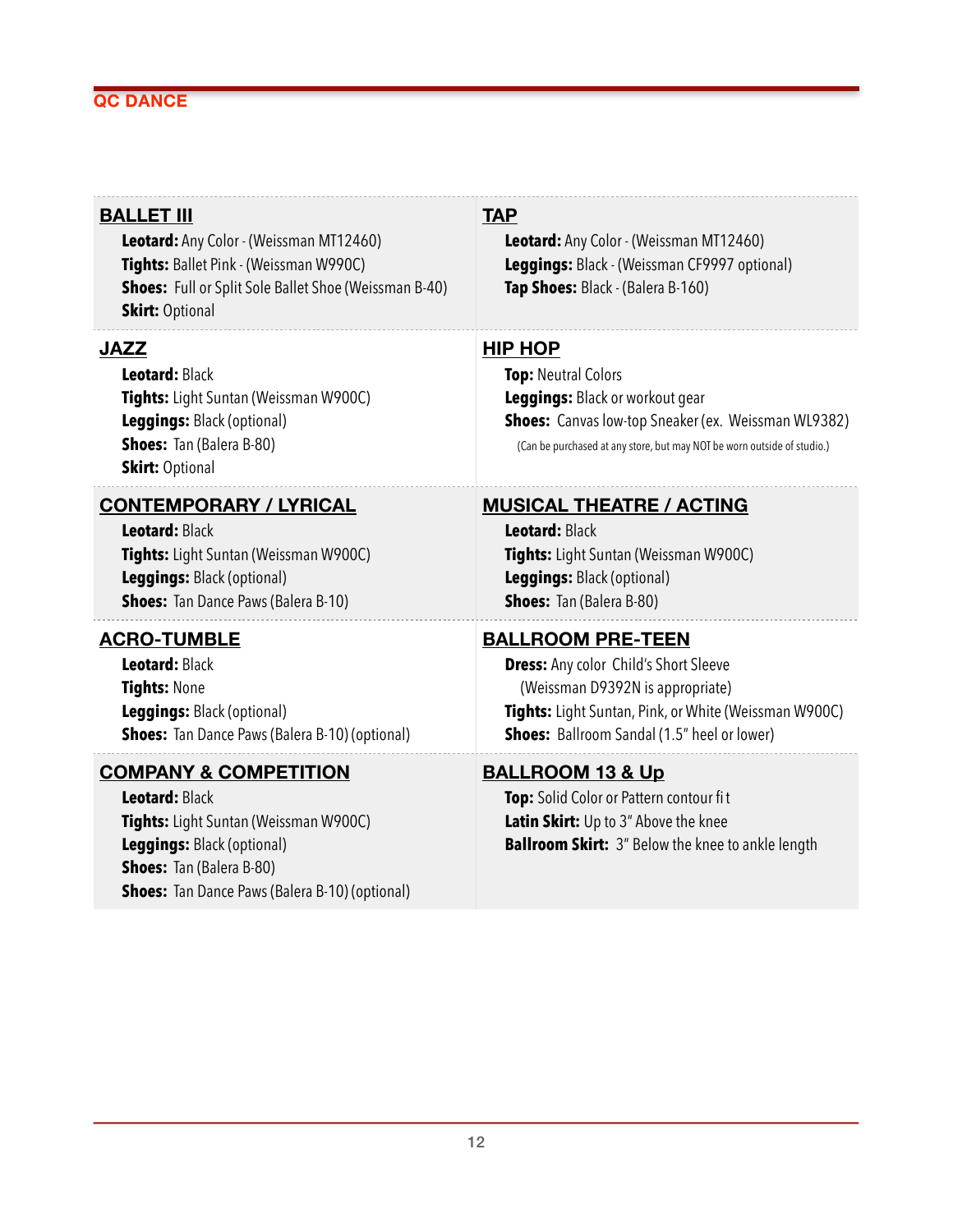## BALLET III

**Leotard:** Any Color - (Weissman MT12460)
**Tights:** Ballet Pink - (Weissman W990C)
**Shoes:** Full or Split Sole Ballet Shoe (Weissman B-40)
**Skirt:** Optional

## TAP

**Leotard:** Any Color - (Weissman MT12460)
**Leggings:** Black - (Weissman CF9997 optional)
**Tap Shoes:** Black - (Balera B-160)

## JAZZ

**Leotard:** Black
**Tights:** Light Suntan (Weissman W900C)
**Leggings:** Black (optional)
**Shoes:** Tan (Balera B-80)
**Skirt:** Optional

## HIP HOP

**Top:** Neutral Colors
**Leggings:** Black or workout gear
**Shoes:** Canvas low-top Sneaker (ex. Weissman WL9382)
(Can be purchased at any store, but may NOT be worn outside of studio.)

## CONTEMPORARY / LYRICAL

**Leotard:** Black
**Tights:** Light Suntan (Weissman W900C)
**Leggings:** Black (optional)
**Shoes:** Tan Dance Paws (Balera B-10)

## MUSICAL THEATRE / ACTING

**Leotard:** Black
**Tights:** Light Suntan (Weissman W900C)
**Leggings:** Black (optional)
**Shoes:** Tan (Balera B-80)

## ACRO-TUMBLE

**Leotard:** Black
**Tights:** None
**Leggings:** Black (optional)
**Shoes:** Tan Dance Paws (Balera B-10) (optional)

## BALLROOM PRE-TEEN

**Dress:** Any color Child's Short Sleeve
(Weissman D9392N is appropriate)
**Tights:** Light Suntan, Pink, or White (Weissman W900C)
**Shoes:** Ballroom Sandal (1.5" heel or lower)

## COMPANY & COMPETITION

**Leotard:** Black
**Tights:** Light Suntan (Weissman W900C)
**Leggings:** Black (optional)
**Shoes:** Tan (Balera B-80)
**Shoes:** Tan Dance Paws (Balera B-10) (optional)

## BALLROOM 13 & Up

**Top:** Solid Color or Pattern contour fit
**Latin Skirt:** Up to 3" Above the knee
**Ballroom Skirt:** 3" Below the knee to ankle length